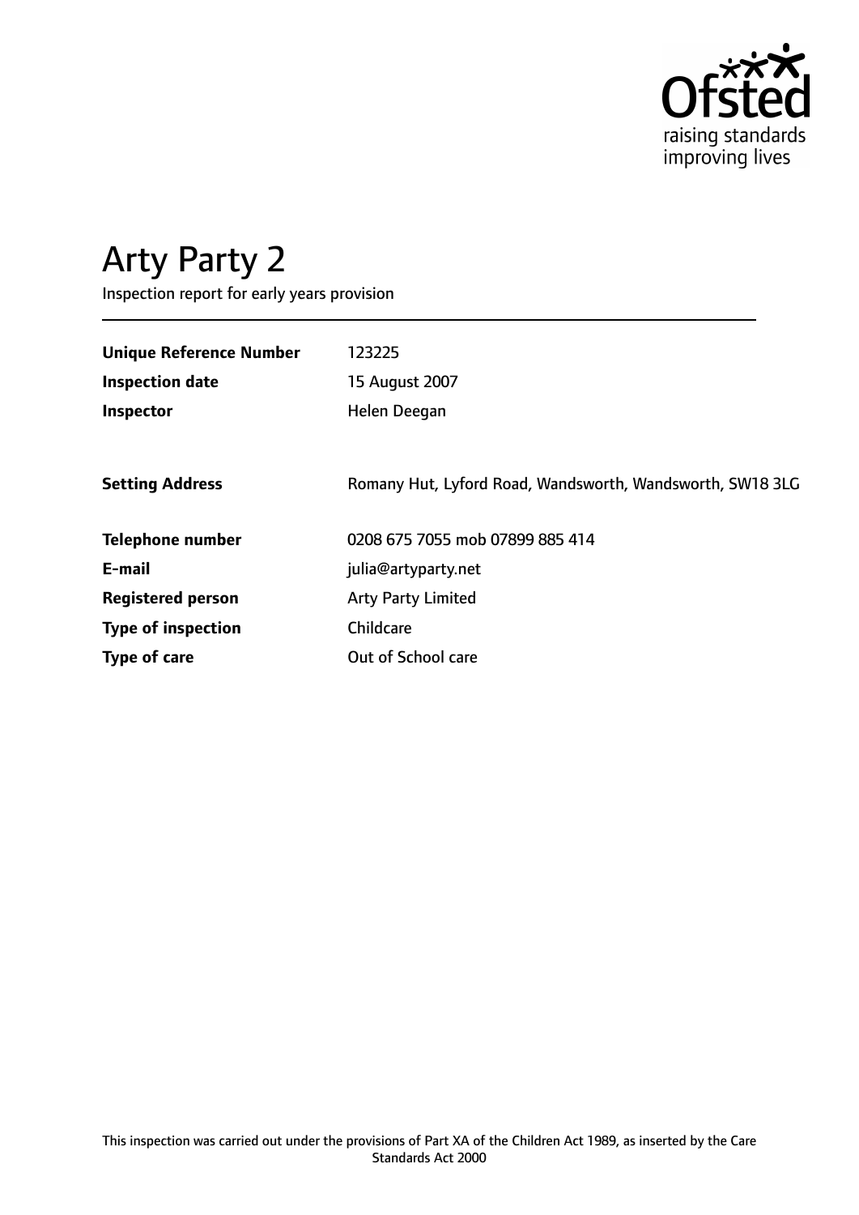Ofsted
raising standards
improving lives

# Arty Party 2

Inspection report for early years provision

| | |
|---|---|
| **Unique Reference Number** | 123225 |
| **Inspection date** | 15 August 2007 |
| **Inspector** | Helen Deegan |
| | |
| **Setting Address** | Romany Hut, Lyford Road, Wandsworth, Wandsworth, SW18 3LG |
| | |
| **Telephone number** | 0208 675 7055 mob 07899 885 414 |
| **E-mail** | julia@artyparty.net |
| **Registered person** | Arty Party Limited |
| **Type of inspection** | Childcare |
| **Type of care** | Out of School care |

This inspection was carried out under the provisions of Part XA of the Children Act 1989, as inserted by the Care Standards Act 2000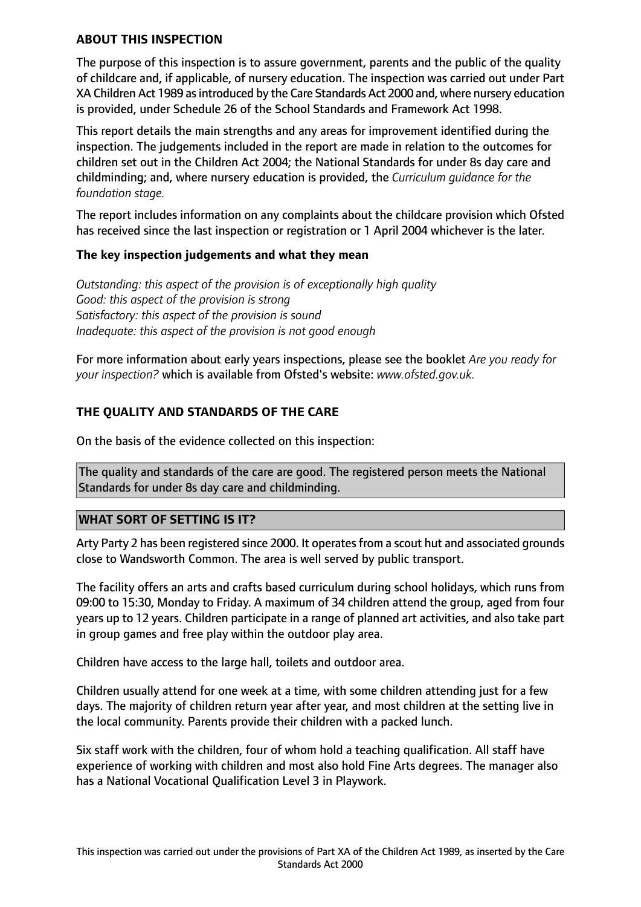**ABOUT THIS INSPECTION**

The purpose of this inspection is to assure government, parents and the public of the quality of childcare and, if applicable, of nursery education. The inspection was carried out under Part XA Children Act 1989 as introduced by the Care Standards Act 2000 and, where nursery education is provided, under Schedule 26 of the School Standards and Framework Act 1998.

This report details the main strengths and any areas for improvement identified during the inspection. The judgements included in the report are made in relation to the outcomes for children set out in the Children Act 2004; the National Standards for under 8s day care and childminding; and, where nursery education is provided, the *Curriculum guidance for the foundation stage.*

The report includes information on any complaints about the childcare provision which Ofsted has received since the last inspection or registration or 1 April 2004 whichever is the later.

**The key inspection judgements and what they mean**

*Outstanding: this aspect of the provision is of exceptionally high quality*
*Good: this aspect of the provision is strong*
*Satisfactory: this aspect of the provision is sound*
*Inadequate: this aspect of the provision is not good enough*

For more information about early years inspections, please see the booklet *Are you ready for your inspection?* which is available from Ofsted's website: *www.ofsted.gov.uk.*

**THE QUALITY AND STANDARDS OF THE CARE**

On the basis of the evidence collected on this inspection:

The quality and standards of the care are good. The registered person meets the National Standards for under 8s day care and childminding.

**WHAT SORT OF SETTING IS IT?**

Arty Party 2 has been registered since 2000. It operates from a scout hut and associated grounds close to Wandsworth Common. The area is well served by public transport.

The facility offers an arts and crafts based curriculum during school holidays, which runs from 09:00 to 15:30, Monday to Friday. A maximum of 34 children attend the group, aged from four years up to 12 years. Children participate in a range of planned art activities, and also take part in group games and free play within the outdoor play area.

Children have access to the large hall, toilets and outdoor area.

Children usually attend for one week at a time, with some children attending just for a few days. The majority of children return year after year, and most children at the setting live in the local community. Parents provide their children with a packed lunch.

Six staff work with the children, four of whom hold a teaching qualification. All staff have experience of working with children and most also hold Fine Arts degrees. The manager also has a National Vocational Qualification Level 3 in Playwork.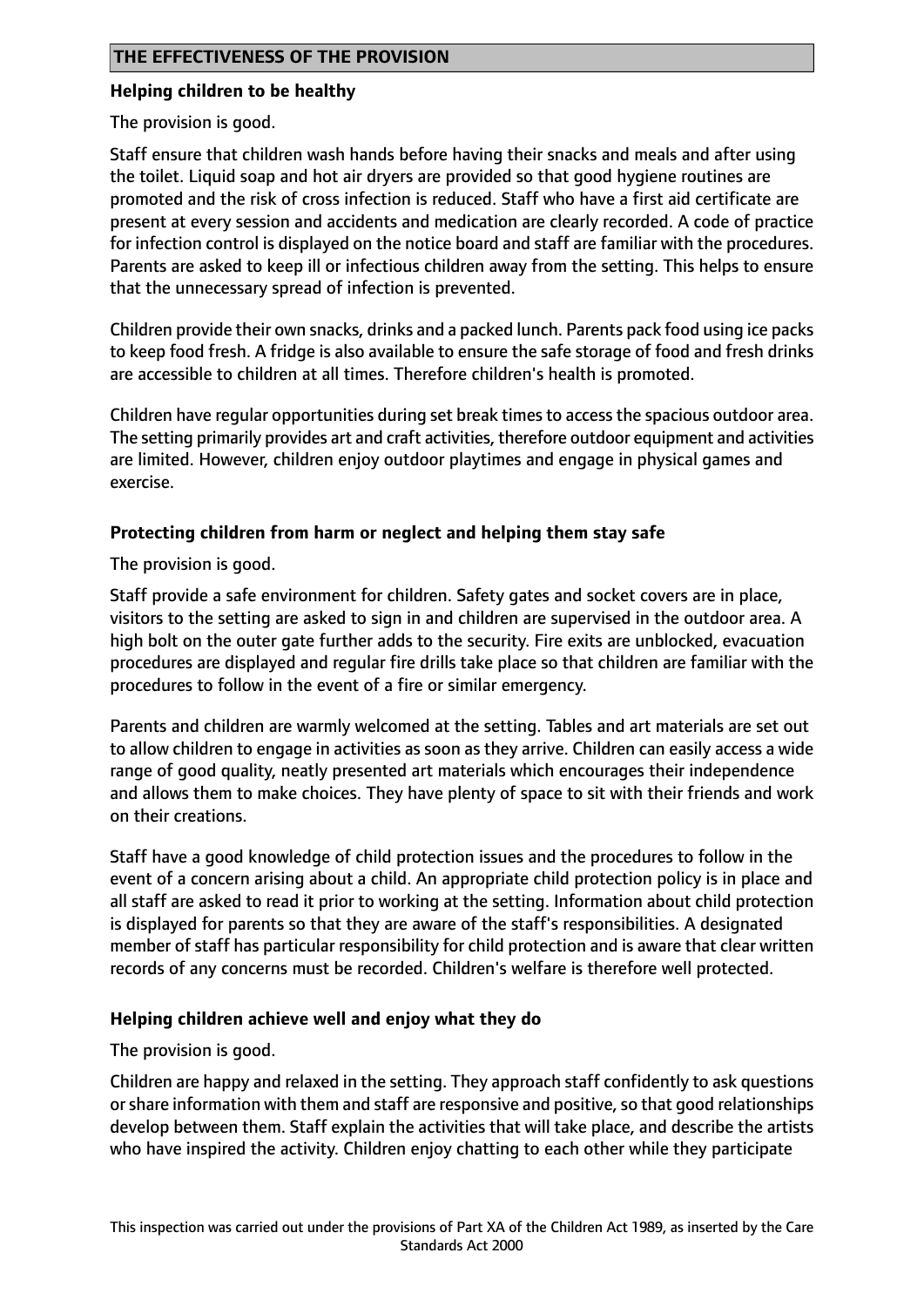## THE EFFECTIVENESS OF THE PROVISION

### Helping children to be healthy

The provision is good.

Staff ensure that children wash hands before having their snacks and meals and after using the toilet. Liquid soap and hot air dryers are provided so that good hygiene routines are promoted and the risk of cross infection is reduced. Staff who have a first aid certificate are present at every session and accidents and medication are clearly recorded. A code of practice for infection control is displayed on the notice board and staff are familiar with the procedures. Parents are asked to keep ill or infectious children away from the setting. This helps to ensure that the unnecessary spread of infection is prevented.

Children provide their own snacks, drinks and a packed lunch. Parents pack food using ice packs to keep food fresh. A fridge is also available to ensure the safe storage of food and fresh drinks are accessible to children at all times. Therefore children's health is promoted.

Children have regular opportunities during set break times to access the spacious outdoor area. The setting primarily provides art and craft activities, therefore outdoor equipment and activities are limited. However, children enjoy outdoor playtimes and engage in physical games and exercise.

### Protecting children from harm or neglect and helping them stay safe

The provision is good.

Staff provide a safe environment for children. Safety gates and socket covers are in place, visitors to the setting are asked to sign in and children are supervised in the outdoor area. A high bolt on the outer gate further adds to the security. Fire exits are unblocked, evacuation procedures are displayed and regular fire drills take place so that children are familiar with the procedures to follow in the event of a fire or similar emergency.

Parents and children are warmly welcomed at the setting. Tables and art materials are set out to allow children to engage in activities as soon as they arrive. Children can easily access a wide range of good quality, neatly presented art materials which encourages their independence and allows them to make choices. They have plenty of space to sit with their friends and work on their creations.

Staff have a good knowledge of child protection issues and the procedures to follow in the event of a concern arising about a child. An appropriate child protection policy is in place and all staff are asked to read it prior to working at the setting. Information about child protection is displayed for parents so that they are aware of the staff's responsibilities. A designated member of staff has particular responsibility for child protection and is aware that clear written records of any concerns must be recorded. Children's welfare is therefore well protected.

### Helping children achieve well and enjoy what they do

The provision is good.

Children are happy and relaxed in the setting. They approach staff confidently to ask questions or share information with them and staff are responsive and positive, so that good relationships develop between them. Staff explain the activities that will take place, and describe the artists who have inspired the activity. Children enjoy chatting to each other while they participate

This inspection was carried out under the provisions of Part XA of the Children Act 1989, as inserted by the Care Standards Act 2000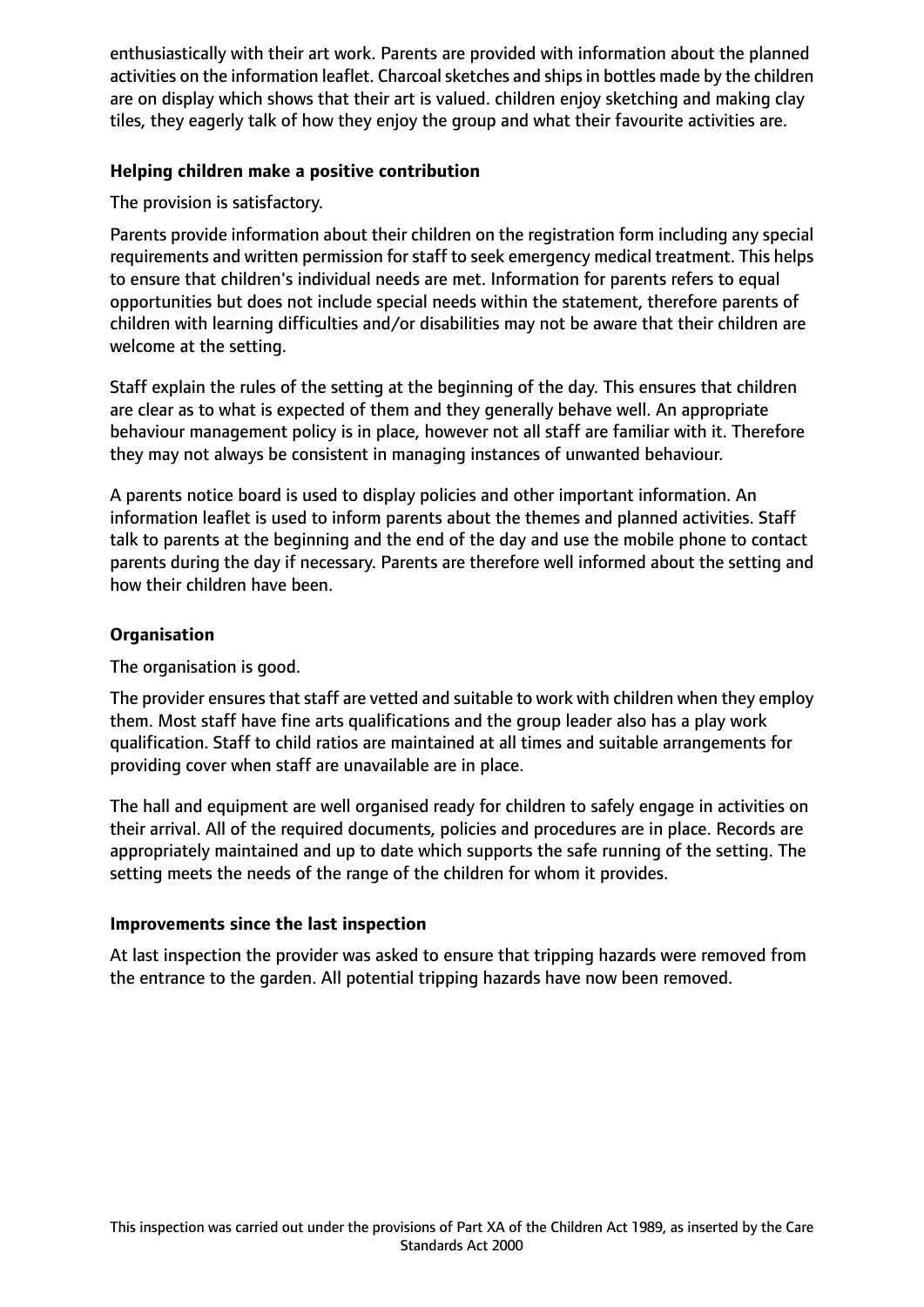enthusiastically with their art work. Parents are provided with information about the planned activities on the information leaflet. Charcoal sketches and ships in bottles made by the children are on display which shows that their art is valued. children enjoy sketching and making clay tiles, they eagerly talk of how they enjoy the group and what their favourite activities are.

### Helping children make a positive contribution

The provision is satisfactory.

Parents provide information about their children on the registration form including any special requirements and written permission for staff to seek emergency medical treatment. This helps to ensure that children's individual needs are met. Information for parents refers to equal opportunities but does not include special needs within the statement, therefore parents of children with learning difficulties and/or disabilities may not be aware that their children are welcome at the setting.

Staff explain the rules of the setting at the beginning of the day. This ensures that children are clear as to what is expected of them and they generally behave well. An appropriate behaviour management policy is in place, however not all staff are familiar with it. Therefore they may not always be consistent in managing instances of unwanted behaviour.

A parents notice board is used to display policies and other important information. An information leaflet is used to inform parents about the themes and planned activities. Staff talk to parents at the beginning and the end of the day and use the mobile phone to contact parents during the day if necessary. Parents are therefore well informed about the setting and how their children have been.

### Organisation

The organisation is good.

The provider ensures that staff are vetted and suitable to work with children when they employ them. Most staff have fine arts qualifications and the group leader also has a play work qualification. Staff to child ratios are maintained at all times and suitable arrangements for providing cover when staff are unavailable are in place.

The hall and equipment are well organised ready for children to safely engage in activities on their arrival. All of the required documents, policies and procedures are in place. Records are appropriately maintained and up to date which supports the safe running of the setting. The setting meets the needs of the range of the children for whom it provides.

### Improvements since the last inspection

At last inspection the provider was asked to ensure that tripping hazards were removed from the entrance to the garden. All potential tripping hazards have now been removed.

This inspection was carried out under the provisions of Part XA of the Children Act 1989, as inserted by the Care Standards Act 2000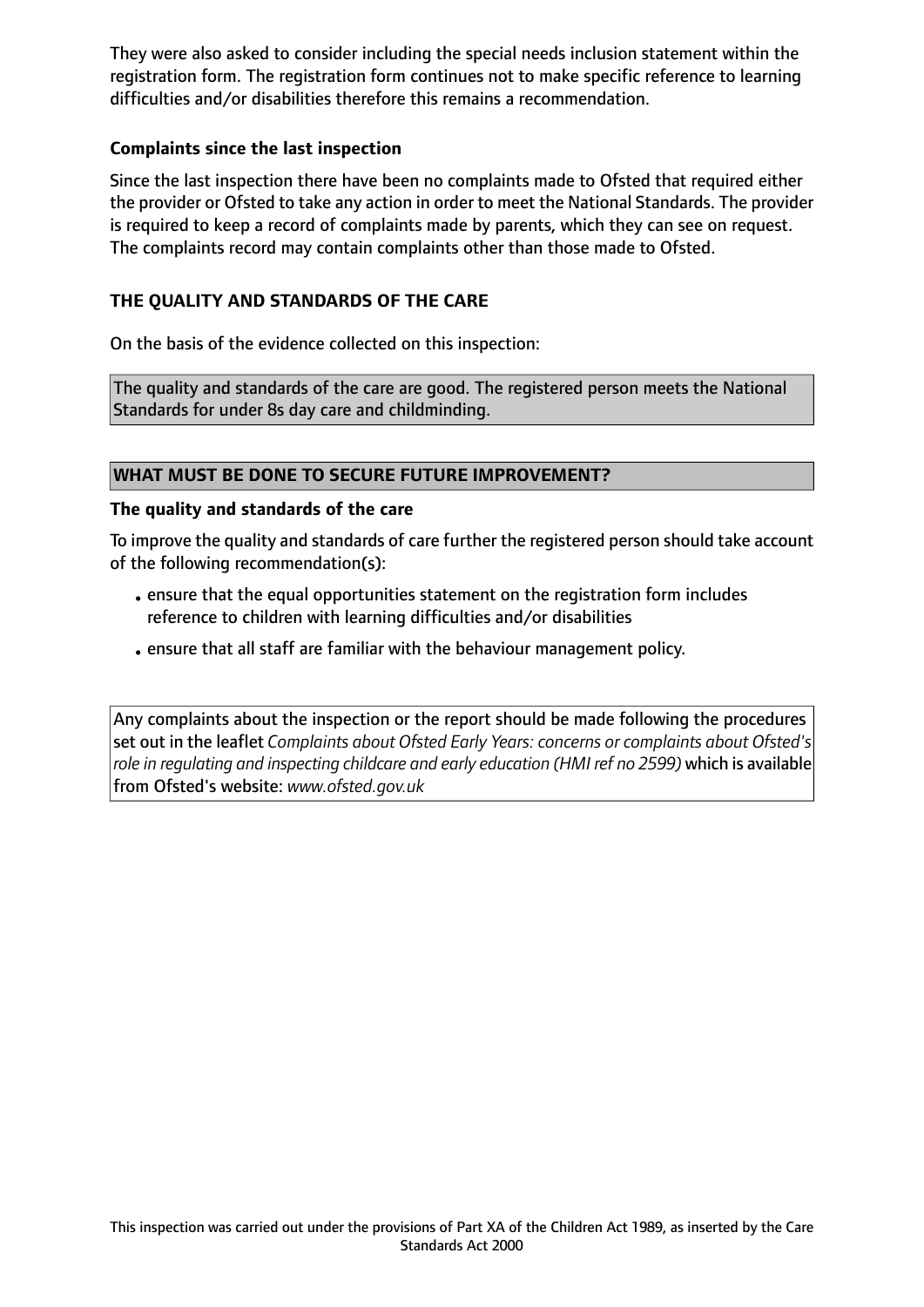They were also asked to consider including the special needs inclusion statement within the registration form. The registration form continues not to make specific reference to learning difficulties and/or disabilities therefore this remains a recommendation.

### Complaints since the last inspection

Since the last inspection there have been no complaints made to Ofsted that required either the provider or Ofsted to take any action in order to meet the National Standards. The provider is required to keep a record of complaints made by parents, which they can see on request. The complaints record may contain complaints other than those made to Ofsted.

## THE QUALITY AND STANDARDS OF THE CARE

On the basis of the evidence collected on this inspection:

The quality and standards of the care are good. The registered person meets the National Standards for under 8s day care and childminding.

## WHAT MUST BE DONE TO SECURE FUTURE IMPROVEMENT?

### The quality and standards of the care

To improve the quality and standards of care further the registered person should take account of the following recommendation(s):

- ensure that the equal opportunities statement on the registration form includes reference to children with learning difficulties and/or disabilities
- ensure that all staff are familiar with the behaviour management policy.

Any complaints about the inspection or the report should be made following the procedures set out in the leaflet *Complaints about Ofsted Early Years: concerns or complaints about Ofsted's role in regulating and inspecting childcare and early education (HMI ref no 2599)* which is available from Ofsted's website: *www.ofsted.gov.uk*

This inspection was carried out under the provisions of Part XA of the Children Act 1989, as inserted by the Care Standards Act 2000